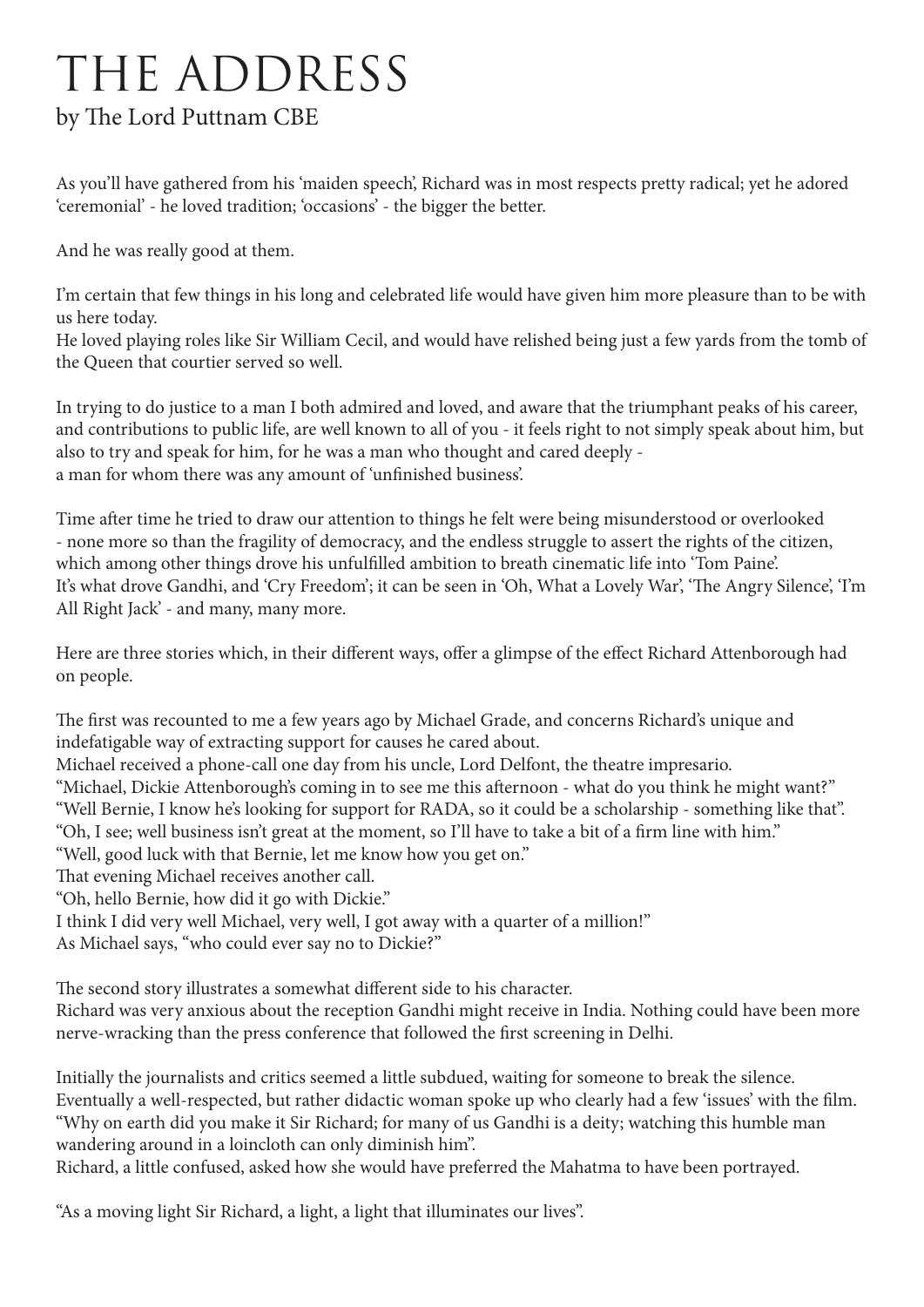# THE ADDRESS

by The Lord Puttnam CBE

As you'll have gathered from his 'maiden speech', Richard was in most respects pretty radical; yet he adored 'ceremonial' - he loved tradition; 'occasions' - the bigger the better.

And he was really good at them.

I'm certain that few things in his long and celebrated life would have given him more pleasure than to be with us here today.
He loved playing roles like Sir William Cecil, and would have relished being just a few yards from the tomb of the Queen that courtier served so well.

In trying to do justice to a man I both admired and loved, and aware that the triumphant peaks of his career, and contributions to public life, are well known to all of you - it feels right to not simply speak about him, but also to try and speak for him, for he was a man who thought and cared deeply -
a man for whom there was any amount of 'unfinished business'.

Time after time he tried to draw our attention to things he felt were being misunderstood or overlooked - none more so than the fragility of democracy, and the endless struggle to assert the rights of the citizen, which among other things drove his unfulfilled ambition to breath cinematic life into 'Tom Paine'.
It's what drove Gandhi, and 'Cry Freedom'; it can be seen in 'Oh, What a Lovely War', 'The Angry Silence', 'I'm All Right Jack' - and many, many more.

Here are three stories which, in their different ways, offer a glimpse of the effect Richard Attenborough had on people.

The first was recounted to me a few years ago by Michael Grade, and concerns Richard's unique and indefatigable way of extracting support for causes he cared about.
Michael received a phone-call one day from his uncle, Lord Delfont, the theatre impresario.
"Michael, Dickie Attenborough's coming in to see me this afternoon - what do you think he might want?"
"Well Bernie, I know he's looking for support for RADA, so it could be a scholarship - something like that".
"Oh, I see; well business isn't great at the moment, so I'll have to take a bit of a firm line with him."
"Well, good luck with that Bernie, let me know how you get on."
That evening Michael receives another call.
"Oh, hello Bernie, how did it go with Dickie."
I think I did very well Michael, very well, I got away with a quarter of a million!"
As Michael says, "who could ever say no to Dickie?"

The second story illustrates a somewhat different side to his character.
Richard was very anxious about the reception Gandhi might receive in India. Nothing could have been more nerve-wracking than the press conference that followed the first screening in Delhi.

Initially the journalists and critics seemed a little subdued, waiting for someone to break the silence.
Eventually a well-respected, but rather didactic woman spoke up who clearly had a few 'issues' with the film.
"Why on earth did you make it Sir Richard; for many of us Gandhi is a deity; watching this humble man wandering around in a loincloth can only diminish him".
Richard, a little confused, asked how she would have preferred the Mahatma to have been portrayed.

"As a moving light Sir Richard, a light, a light that illuminates our lives".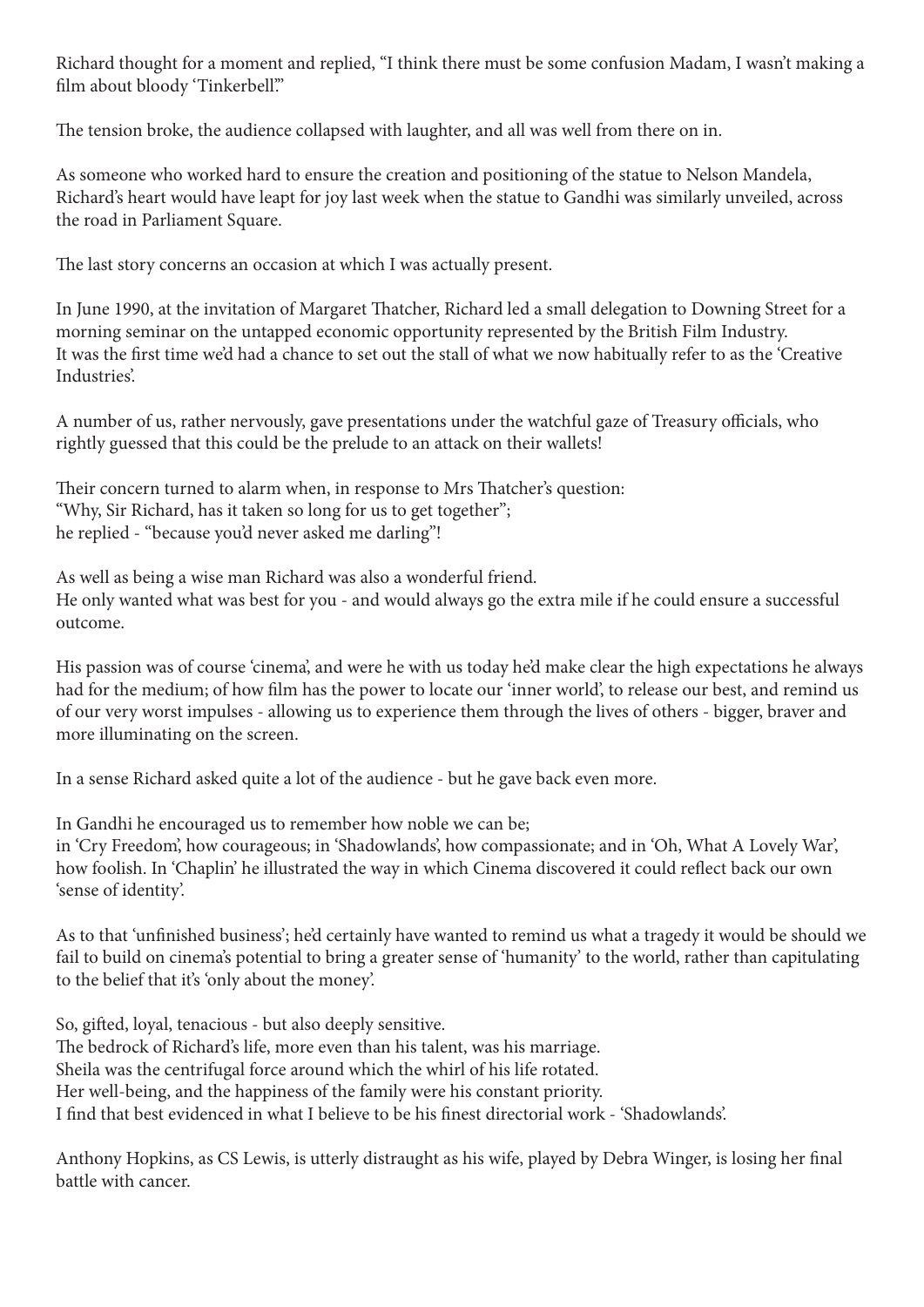Richard thought for a moment and replied, "I think there must be some confusion Madam, I wasn't making a film about bloody 'Tinkerbell'."

The tension broke, the audience collapsed with laughter, and all was well from there on in.

As someone who worked hard to ensure the creation and positioning of the statue to Nelson Mandela, Richard's heart would have leapt for joy last week when the statue to Gandhi was similarly unveiled, across the road in Parliament Square.

The last story concerns an occasion at which I was actually present.

In June 1990, at the invitation of Margaret Thatcher, Richard led a small delegation to Downing Street for a morning seminar on the untapped economic opportunity represented by the British Film Industry.
It was the first time we'd had a chance to set out the stall of what we now habitually refer to as the 'Creative Industries'.

A number of us, rather nervously, gave presentations under the watchful gaze of Treasury officials, who rightly guessed that this could be the prelude to an attack on their wallets!

Their concern turned to alarm when, in response to Mrs Thatcher's question:
"Why, Sir Richard, has it taken so long for us to get together";
he replied - "because you'd never asked me darling"!

As well as being a wise man Richard was also a wonderful friend.
He only wanted what was best for you - and would always go the extra mile if he could ensure a successful outcome.

His passion was of course 'cinema', and were he with us today he'd make clear the high expectations he always had for the medium; of how film has the power to locate our 'inner world', to release our best, and remind us of our very worst impulses - allowing us to experience them through the lives of others - bigger, braver and more illuminating on the screen.

In a sense Richard asked quite a lot of the audience - but he gave back even more.

In Gandhi he encouraged us to remember how noble we can be;
in 'Cry Freedom', how courageous; in 'Shadowlands', how compassionate; and in 'Oh, What A Lovely War', how foolish. In 'Chaplin' he illustrated the way in which Cinema discovered it could reflect back our own 'sense of identity'.

As to that 'unfinished business'; he'd certainly have wanted to remind us what a tragedy it would be should we fail to build on cinema's potential to bring a greater sense of 'humanity' to the world, rather than capitulating to the belief that it's 'only about the money'.

So, gifted, loyal, tenacious - but also deeply sensitive.
The bedrock of Richard's life, more even than his talent, was his marriage.
Sheila was the centrifugal force around which the whirl of his life rotated.
Her well-being, and the happiness of the family were his constant priority.
I find that best evidenced in what I believe to be his finest directorial work - 'Shadowlands'.

Anthony Hopkins, as CS Lewis, is utterly distraught as his wife, played by Debra Winger, is losing her final battle with cancer.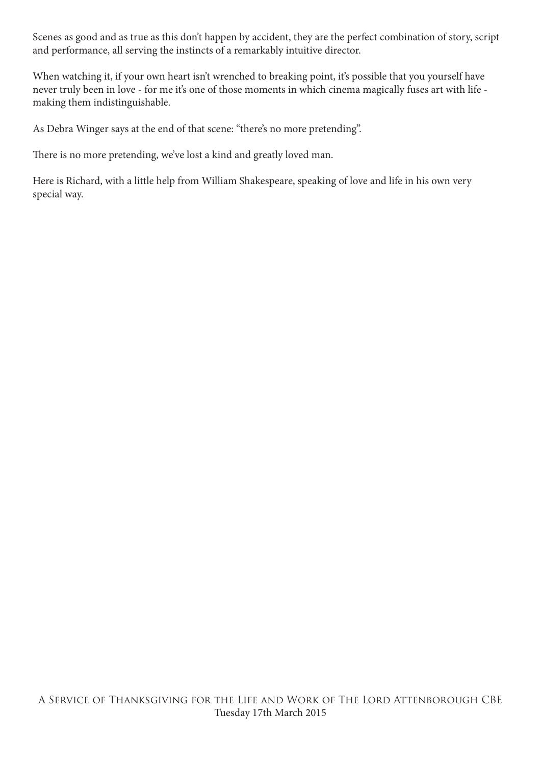Scenes as good and as true as this don't happen by accident, they are the perfect combination of story, script and performance, all serving the instincts of a remarkably intuitive director.

When watching it, if your own heart isn't wrenched to breaking point, it's possible that you yourself have never truly been in love - for me it's one of those moments in which cinema magically fuses art with life - making them indistinguishable.

As Debra Winger says at the end of that scene: "there's no more pretending".

There is no more pretending, we've lost a kind and greatly loved man.

Here is Richard, with a little help from William Shakespeare, speaking of love and life in his own very special way.